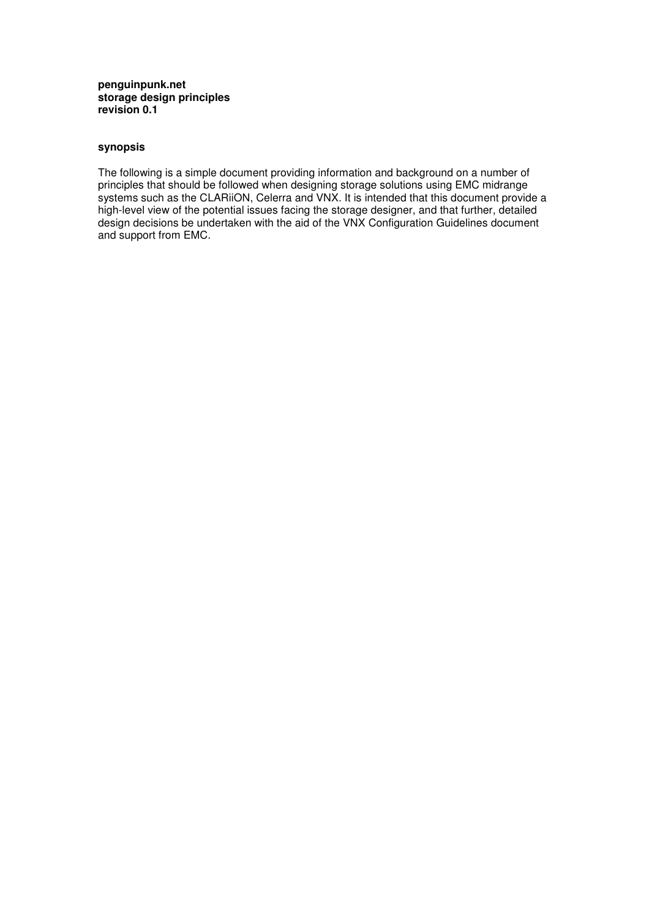**penguinpunk.net**
**storage design principles**
**revision 0.1**

## synopsis

The following is a simple document providing information and background on a number of principles that should be followed when designing storage solutions using EMC midrange systems such as the CLARiiON, Celerra and VNX. It is intended that this document provide a high-level view of the potential issues facing the storage designer, and that further, detailed design decisions be undertaken with the aid of the VNX Configuration Guidelines document and support from EMC.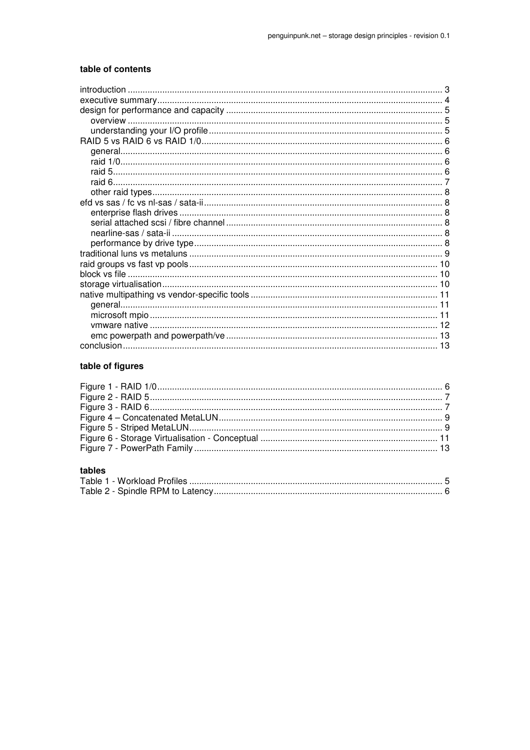### table of contents

- introduction ..... 3
- executive summary ..... 4
- design for performance and capacity ..... 5
  - overview ..... 5
  - understanding your I/O profile ..... 5
- RAID 5 vs RAID 6 vs RAID 1/0 ..... 6
  - general ..... 6
  - raid 1/0 ..... 6
  - raid 5 ..... 6
  - raid 6 ..... 7
  - other raid types ..... 8
- efd vs sas / fc vs nl-sas / sata-ii ..... 8
  - enterprise flash drives ..... 8
  - serial attached scsi / fibre channel ..... 8
  - nearline-sas / sata-ii ..... 8
  - performance by drive type ..... 8
- traditional luns vs metaluns ..... 9
- raid groups vs fast vp pools ..... 10
- block vs file ..... 10
- storage virtualisation ..... 10
- native multipathing vs vendor-specific tools ..... 11
  - general ..... 11
  - microsoft mpio ..... 11
  - vmware native ..... 12
  - emc powerpath and powerpath/ve ..... 13
- conclusion ..... 13

### table of figures

- Figure 1 - RAID 1/0 ..... 6
- Figure 2 - RAID 5 ..... 7
- Figure 3 - RAID 6 ..... 7
- Figure 4 – Concatenated MetaLUN ..... 9
- Figure 5 - Striped MetaLUN ..... 9
- Figure 6 - Storage Virtualisation - Conceptual ..... 11
- Figure 7 - PowerPath Family ..... 13

### tables

- Table 1 - Workload Profiles ..... 5
- Table 2 - Spindle RPM to Latency ..... 6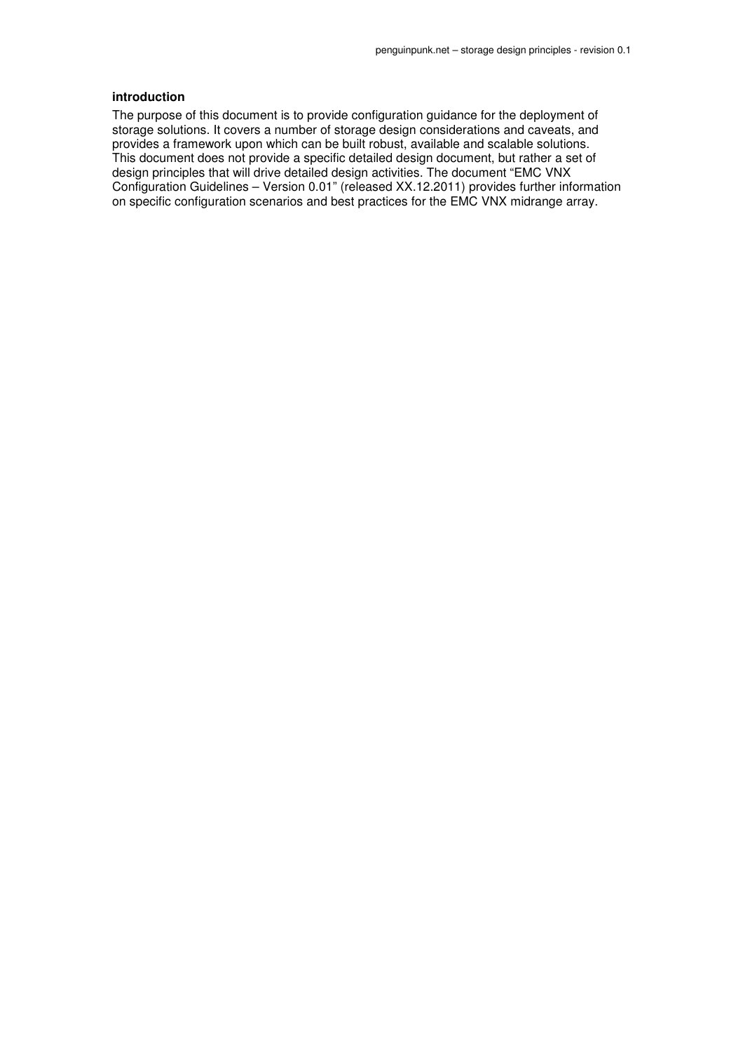**introduction**

The purpose of this document is to provide configuration guidance for the deployment of storage solutions. It covers a number of storage design considerations and caveats, and provides a framework upon which can be built robust, available and scalable solutions. This document does not provide a specific detailed design document, but rather a set of design principles that will drive detailed design activities. The document "EMC VNX Configuration Guidelines – Version 0.01" (released XX.12.2011) provides further information on specific configuration scenarios and best practices for the EMC VNX midrange array.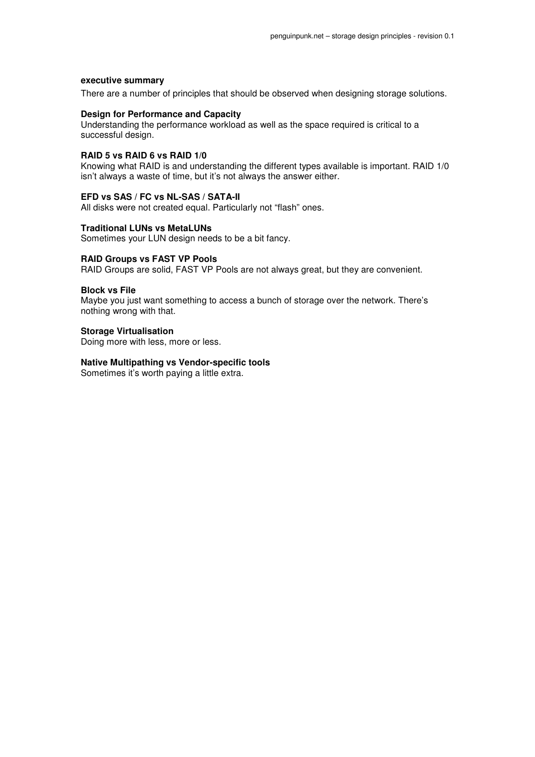## executive summary

There are a number of principles that should be observed when designing storage solutions.

### Design for Performance and Capacity

Understanding the performance workload as well as the space required is critical to a successful design.

### RAID 5 vs RAID 6 vs RAID 1/0

Knowing what RAID is and understanding the different types available is important. RAID 1/0 isn't always a waste of time, but it's not always the answer either.

### EFD vs SAS / FC vs NL-SAS / SATA-II

All disks were not created equal. Particularly not "flash" ones.

### Traditional LUNs vs MetaLUNs

Sometimes your LUN design needs to be a bit fancy.

### RAID Groups vs FAST VP Pools

RAID Groups are solid, FAST VP Pools are not always great, but they are convenient.

### Block vs File

Maybe you just want something to access a bunch of storage over the network. There's nothing wrong with that.

### Storage Virtualisation

Doing more with less, more or less.

### Native Multipathing vs Vendor-specific tools

Sometimes it's worth paying a little extra.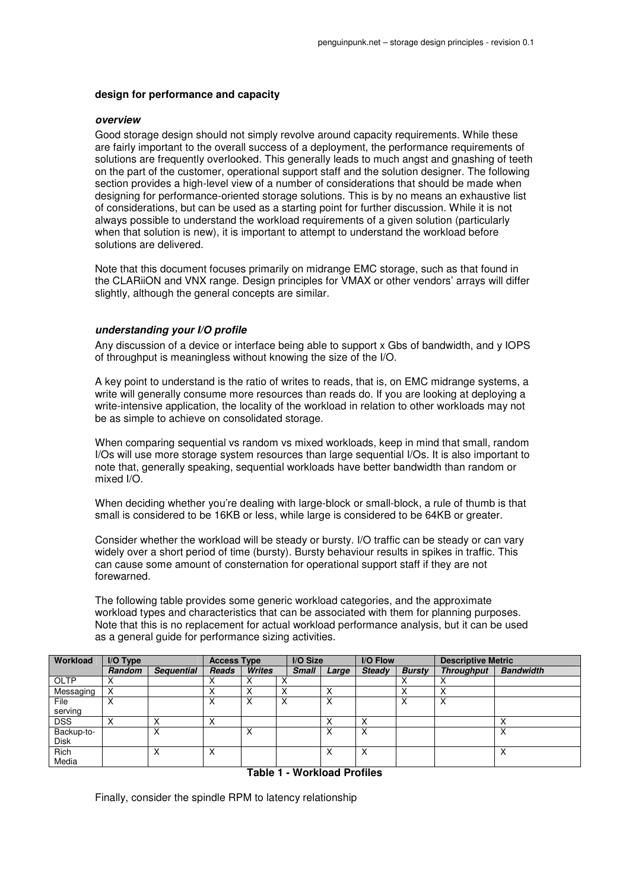## design for performance and capacity

### *overview*

Good storage design should not simply revolve around capacity requirements. While these are fairly important to the overall success of a deployment, the performance requirements of solutions are frequently overlooked. This generally leads to much angst and gnashing of teeth on the part of the customer, operational support staff and the solution designer. The following section provides a high-level view of a number of considerations that should be made when designing for performance-oriented storage solutions. This is by no means an exhaustive list of considerations, but can be used as a starting point for further discussion. While it is not always possible to understand the workload requirements of a given solution (particularly when that solution is new), it is important to attempt to understand the workload before solutions are delivered.

Note that this document focuses primarily on midrange EMC storage, such as that found in the CLARiiON and VNX range. Design principles for VMAX or other vendors' arrays will differ slightly, although the general concepts are similar.

### *understanding your I/O profile*

Any discussion of a device or interface being able to support x Gbs of bandwidth, and y IOPS of throughput is meaningless without knowing the size of the I/O.

A key point to understand is the ratio of writes to reads, that is, on EMC midrange systems, a write will generally consume more resources than reads do. If you are looking at deploying a write-intensive application, the locality of the workload in relation to other workloads may not be as simple to achieve on consolidated storage.

When comparing sequential vs random vs mixed workloads, keep in mind that small, random I/Os will use more storage system resources than large sequential I/Os. It is also important to note that, generally speaking, sequential workloads have better bandwidth than random or mixed I/O.

When deciding whether you're dealing with large-block or small-block, a rule of thumb is that small is considered to be 16KB or less, while large is considered to be 64KB or greater.

Consider whether the workload will be steady or bursty. I/O traffic can be steady or can vary widely over a short period of time (bursty). Bursty behaviour results in spikes in traffic. This can cause some amount of consternation for operational support staff if they are not forewarned.

The following table provides some generic workload categories, and the approximate workload types and characteristics that can be associated with them for planning purposes. Note that this is no replacement for actual workload performance analysis, but it can be used as a general guide for performance sizing activities.

| Workload | I/O Type | | Access Type | | I/O Size | | I/O Flow | | Descriptive Metric | |
|---|---|---|---|---|---|---|---|---|---|---|
| | ***Random*** | ***Sequential*** | ***Reads*** | ***Writes*** | ***Small*** | ***Large*** | ***Steady*** | ***Bursty*** | ***Throughput*** | ***Bandwidth*** |
| OLTP | X | | X | X | X | | | X | X | |
| Messaging | X | | X | X | X | X | | X | X | |
| File serving | X | | X | X | X | X | | X | X | |
| DSS | X | X | X | | | X | X | | | X |
| Backup-to-Disk | | X | | X | | X | X | | | X |
| Rich Media | | X | X | | | X | X | | | X |

**Table 1 - Workload Profiles**

Finally, consider the spindle RPM to latency relationship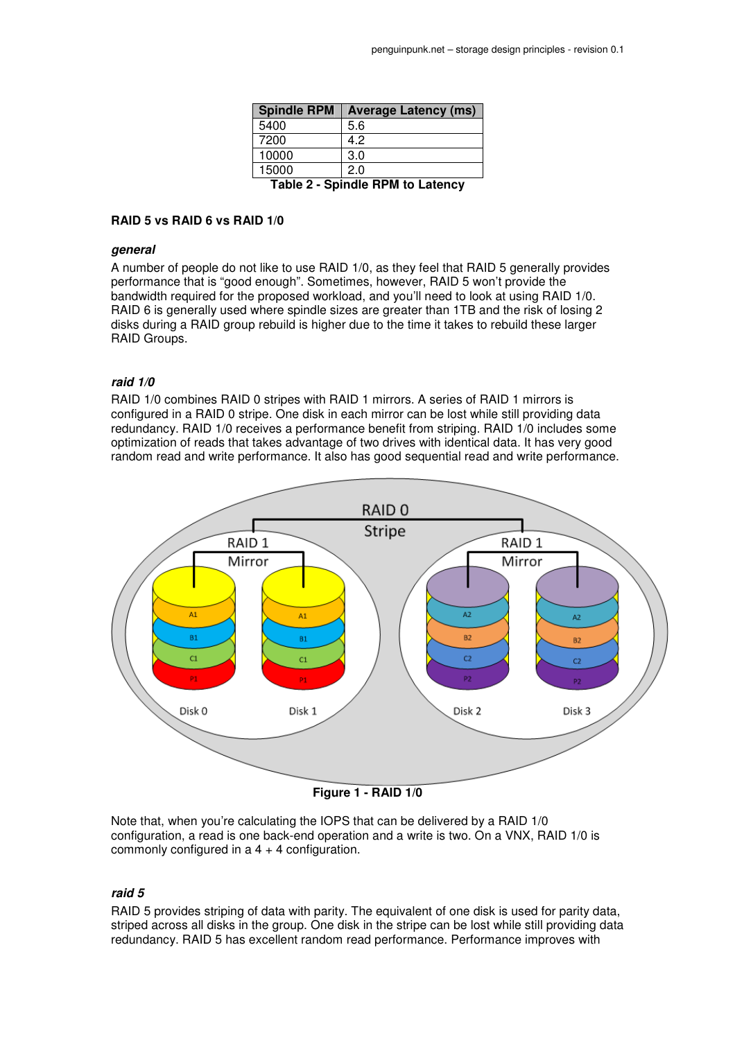| Spindle RPM | Average Latency (ms) |
|---|---|
| 5400 | 5.6 |
| 7200 | 4.2 |
| 10000 | 3.0 |
| 15000 | 2.0 |

**Table 2 - Spindle RPM to Latency**

**RAID 5 vs RAID 6 vs RAID 1/0**

***general***

A number of people do not like to use RAID 1/0, as they feel that RAID 5 generally provides performance that is "good enough". Sometimes, however, RAID 5 won't provide the bandwidth required for the proposed workload, and you'll need to look at using RAID 1/0. RAID 6 is generally used where spindle sizes are greater than 1TB and the risk of losing 2 disks during a RAID group rebuild is higher due to the time it takes to rebuild these larger RAID Groups.

***raid 1/0***

RAID 1/0 combines RAID 0 stripes with RAID 1 mirrors. A series of RAID 1 mirrors is configured in a RAID 0 stripe. One disk in each mirror can be lost while still providing data redundancy. RAID 1/0 receives a performance benefit from striping. RAID 1/0 includes some optimization of reads that takes advantage of two drives with identical data. It has very good random read and write performance. It also has good sequential read and write performance.

**Figure 1 - RAID 1/0**

Note that, when you're calculating the IOPS that can be delivered by a RAID 1/0 configuration, a read is one back-end operation and a write is two. On a VNX, RAID 1/0 is commonly configured in a 4 + 4 configuration.

***raid 5***

RAID 5 provides striping of data with parity. The equivalent of one disk is used for parity data, striped across all disks in the group. One disk in the stripe can be lost while still providing data redundancy. RAID 5 has excellent random read performance. Performance improves with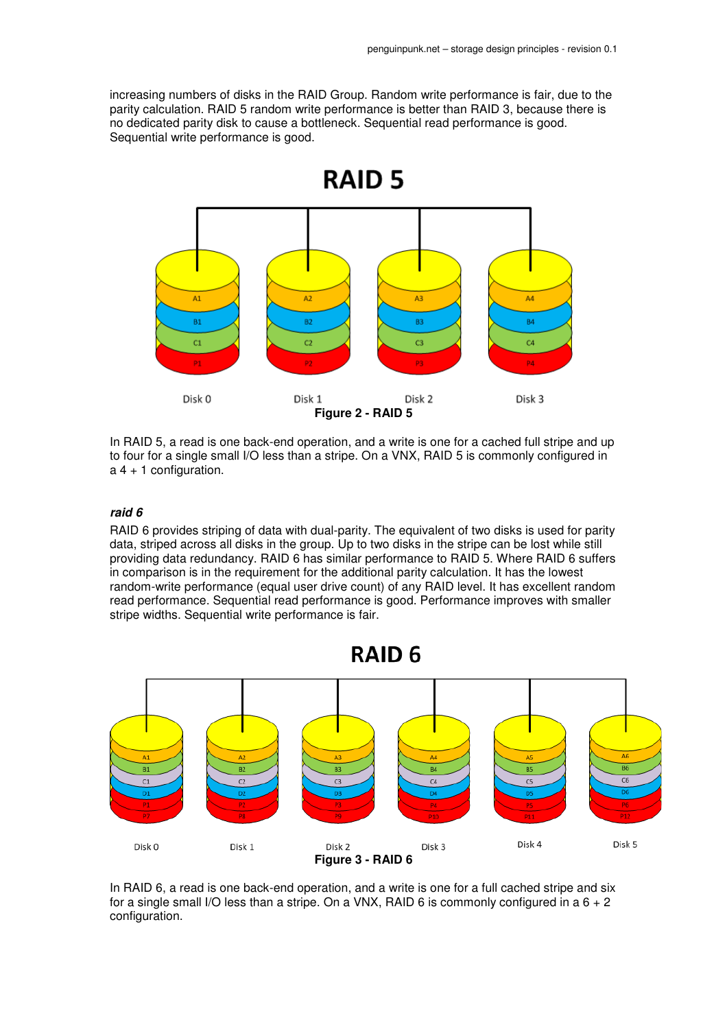increasing numbers of disks in the RAID Group. Random write performance is fair, due to the parity calculation. RAID 5 random write performance is better than RAID 3, because there is no dedicated parity disk to cause a bottleneck. Sequential read performance is good. Sequential write performance is good.

**Figure 2 - RAID 5**

In RAID 5, a read is one back-end operation, and a write is one for a cached full stripe and up to four for a single small I/O less than a stripe. On a VNX, RAID 5 is commonly configured in a 4 + 1 configuration.

### *raid 6*

RAID 6 provides striping of data with dual-parity. The equivalent of two disks is used for parity data, striped across all disks in the group. Up to two disks in the stripe can be lost while still providing data redundancy. RAID 6 has similar performance to RAID 5. Where RAID 6 suffers in comparison is in the requirement for the additional parity calculation. It has the lowest random-write performance (equal user drive count) of any RAID level. It has excellent random read performance. Sequential read performance is good. Performance improves with smaller stripe widths. Sequential write performance is fair.

**Figure 3 - RAID 6**

In RAID 6, a read is one back-end operation, and a write is one for a full cached stripe and six for a single small I/O less than a stripe. On a VNX, RAID 6 is commonly configured in a 6 + 2 configuration.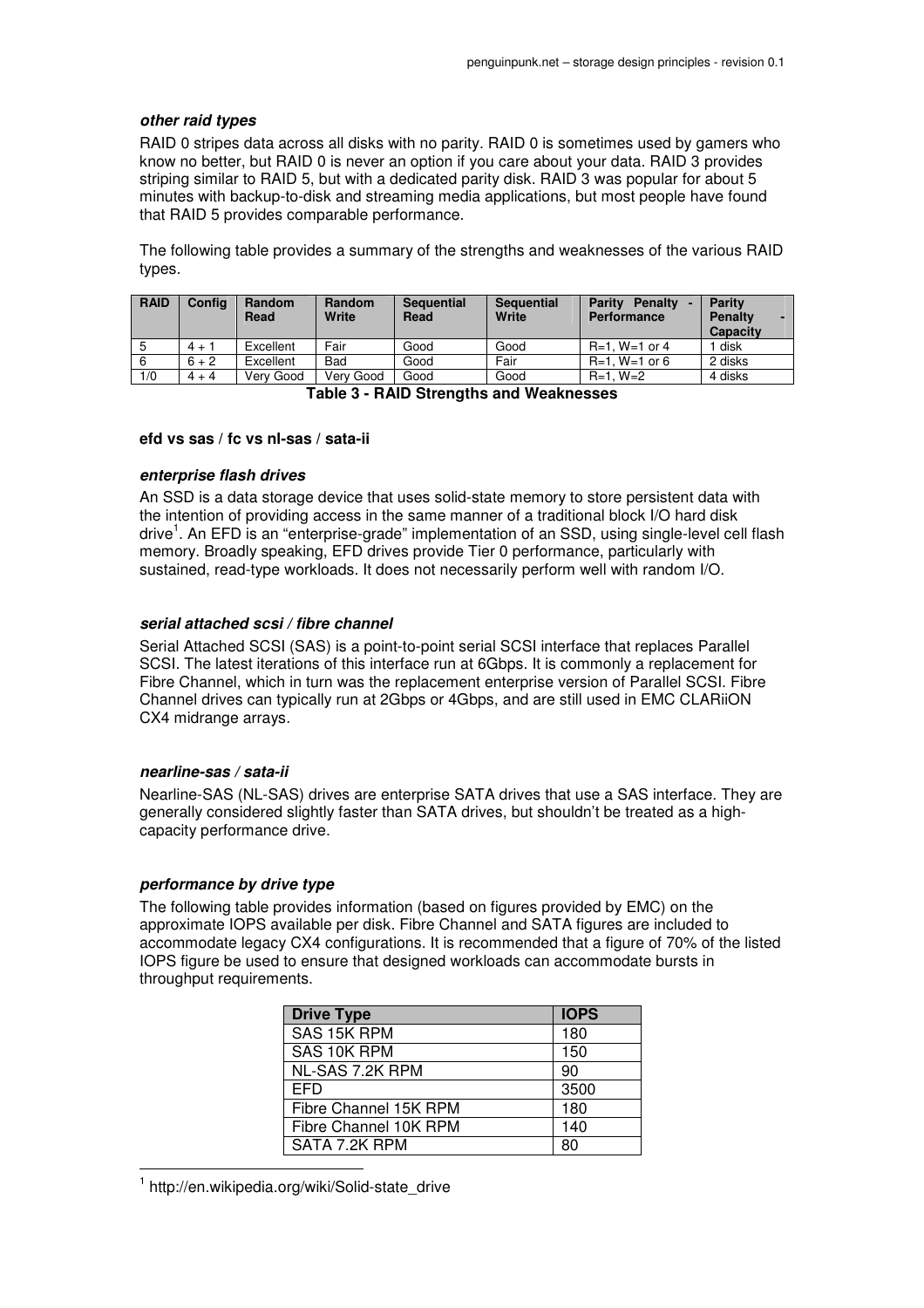### *other raid types*

RAID 0 stripes data across all disks with no parity. RAID 0 is sometimes used by gamers who know no better, but RAID 0 is never an option if you care about your data. RAID 3 provides striping similar to RAID 5, but with a dedicated parity disk. RAID 3 was popular for about 5 minutes with backup-to-disk and streaming media applications, but most people have found that RAID 5 provides comparable performance.

The following table provides a summary of the strengths and weaknesses of the various RAID types.

| RAID | Config | Random Read | Random Write | Sequential Read | Sequential Write | Parity Penalty - Performance | Parity Penalty - Capacity |
|---|---|---|---|---|---|---|---|
| 5 | 4 + 1 | Excellent | Fair | Good | Good | R=1, W=1 or 4 | 1 disk |
| 6 | 6 + 2 | Excellent | Bad | Good | Fair | R=1, W=1 or 6 | 2 disks |
| 1/0 | 4 + 4 | Very Good | Very Good | Good | Good | R=1, W=2 | 4 disks |

**Table 3 - RAID Strengths and Weaknesses**

#### efd vs sas / fc vs nl-sas / sata-ii

### *enterprise flash drives*

An SSD is a data storage device that uses solid-state memory to store persistent data with the intention of providing access in the same manner of a traditional block I/O hard disk drive[1]. An EFD is an "enterprise-grade" implementation of an SSD, using single-level cell flash memory. Broadly speaking, EFD drives provide Tier 0 performance, particularly with sustained, read-type workloads. It does not necessarily perform well with random I/O.

### *serial attached scsi / fibre channel*

Serial Attached SCSI (SAS) is a point-to-point serial SCSI interface that replaces Parallel SCSI. The latest iterations of this interface run at 6Gbps. It is commonly a replacement for Fibre Channel, which in turn was the replacement enterprise version of Parallel SCSI. Fibre Channel drives can typically run at 2Gbps or 4Gbps, and are still used in EMC CLARiiON CX4 midrange arrays.

### *nearline-sas / sata-ii*

Nearline-SAS (NL-SAS) drives are enterprise SATA drives that use a SAS interface. They are generally considered slightly faster than SATA drives, but shouldn't be treated as a high-capacity performance drive.

### *performance by drive type*

The following table provides information (based on figures provided by EMC) on the approximate IOPS available per disk. Fibre Channel and SATA figures are included to accommodate legacy CX4 configurations. It is recommended that a figure of 70% of the listed IOPS figure be used to ensure that designed workloads can accommodate bursts in throughput requirements.

| Drive Type | IOPS |
|---|---|
| SAS 15K RPM | 180 |
| SAS 10K RPM | 150 |
| NL-SAS 7.2K RPM | 90 |
| EFD | 3500 |
| Fibre Channel 15K RPM | 180 |
| Fibre Channel 10K RPM | 140 |
| SATA 7.2K RPM | 80 |

[1] http://en.wikipedia.org/wiki/Solid-state_drive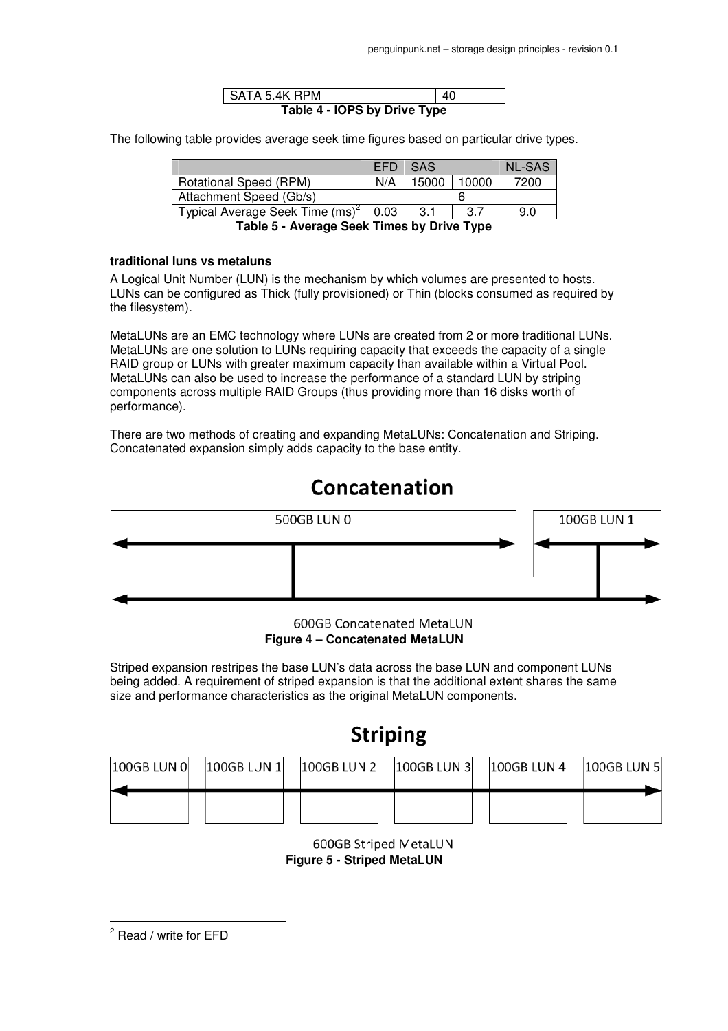| SATA 5.4K RPM | 40 |
|---|---|

**Table 4 - IOPS by Drive Type**

The following table provides average seek time figures based on particular drive types.

| | EFD | SAS | | NL-SAS |
|---|---|---|---|---|
| Rotational Speed (RPM) | N/A | 15000 | 10000 | 7200 |
| Attachment Speed (Gb/s) | 6 | | | |
| Typical Average Seek Time (ms)[2] | 0.03 | 3.1 | 3.7 | 9.0 |

**Table 5 - Average Seek Times by Drive Type**

**traditional luns vs metaluns**

A Logical Unit Number (LUN) is the mechanism by which volumes are presented to hosts. LUNs can be configured as Thick (fully provisioned) or Thin (blocks consumed as required by the filesystem).

MetaLUNs are an EMC technology where LUNs are created from 2 or more traditional LUNs. MetaLUNs are one solution to LUNs requiring capacity that exceeds the capacity of a single RAID group or LUNs with greater maximum capacity than available within a Virtual Pool. MetaLUNs can also be used to increase the performance of a standard LUN by striping components across multiple RAID Groups (thus providing more than 16 disks worth of performance).

There are two methods of creating and expanding MetaLUNs: Concatenation and Striping. Concatenated expansion simply adds capacity to the base entity.

Concatenation

500GB LUN 0 | 100GB LUN 1

600GB Concatenated MetaLUN

**Figure 4 – Concatenated MetaLUN**

Striped expansion restripes the base LUN's data across the base LUN and component LUNs being added. A requirement of striped expansion is that the additional extent shares the same size and performance characteristics as the original MetaLUN components.

Striping

100GB LUN 0 | 100GB LUN 1 | 100GB LUN 2 | 100GB LUN 3 | 100GB LUN 4 | 100GB LUN 5

600GB Striped MetaLUN

**Figure 5 - Striped MetaLUN**

[2] Read / write for EFD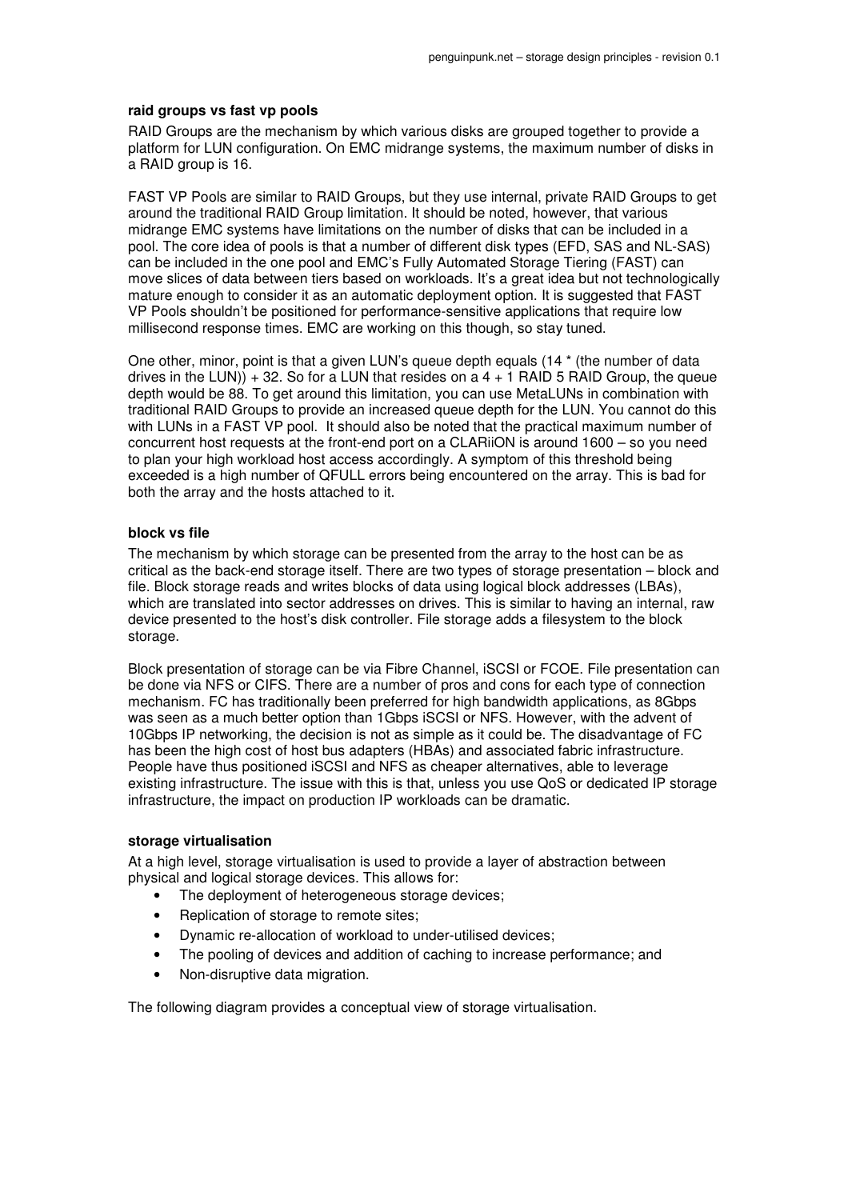### raid groups vs fast vp pools

RAID Groups are the mechanism by which various disks are grouped together to provide a platform for LUN configuration. On EMC midrange systems, the maximum number of disks in a RAID group is 16.

FAST VP Pools are similar to RAID Groups, but they use internal, private RAID Groups to get around the traditional RAID Group limitation. It should be noted, however, that various midrange EMC systems have limitations on the number of disks that can be included in a pool. The core idea of pools is that a number of different disk types (EFD, SAS and NL-SAS) can be included in the one pool and EMC's Fully Automated Storage Tiering (FAST) can move slices of data between tiers based on workloads. It's a great idea but not technologically mature enough to consider it as an automatic deployment option. It is suggested that FAST VP Pools shouldn't be positioned for performance-sensitive applications that require low millisecond response times. EMC are working on this though, so stay tuned.

One other, minor, point is that a given LUN's queue depth equals (14 * (the number of data drives in the LUN)) + 32. So for a LUN that resides on a 4 + 1 RAID 5 RAID Group, the queue depth would be 88. To get around this limitation, you can use MetaLUNs in combination with traditional RAID Groups to provide an increased queue depth for the LUN. You cannot do this with LUNs in a FAST VP pool. It should also be noted that the practical maximum number of concurrent host requests at the front-end port on a CLARiiON is around 1600 – so you need to plan your high workload host access accordingly. A symptom of this threshold being exceeded is a high number of QFULL errors being encountered on the array. This is bad for both the array and the hosts attached to it.

### block vs file

The mechanism by which storage can be presented from the array to the host can be as critical as the back-end storage itself. There are two types of storage presentation – block and file. Block storage reads and writes blocks of data using logical block addresses (LBAs), which are translated into sector addresses on drives. This is similar to having an internal, raw device presented to the host's disk controller. File storage adds a filesystem to the block storage.

Block presentation of storage can be via Fibre Channel, iSCSI or FCOE. File presentation can be done via NFS or CIFS. There are a number of pros and cons for each type of connection mechanism. FC has traditionally been preferred for high bandwidth applications, as 8Gbps was seen as a much better option than 1Gbps iSCSI or NFS. However, with the advent of 10Gbps IP networking, the decision is not as simple as it could be. The disadvantage of FC has been the high cost of host bus adapters (HBAs) and associated fabric infrastructure. People have thus positioned iSCSI and NFS as cheaper alternatives, able to leverage existing infrastructure. The issue with this is that, unless you use QoS or dedicated IP storage infrastructure, the impact on production IP workloads can be dramatic.

### storage virtualisation

At a high level, storage virtualisation is used to provide a layer of abstraction between physical and logical storage devices. This allows for:

- The deployment of heterogeneous storage devices;
- Replication of storage to remote sites;
- Dynamic re-allocation of workload to under-utilised devices;
- The pooling of devices and addition of caching to increase performance; and
- Non-disruptive data migration.

The following diagram provides a conceptual view of storage virtualisation.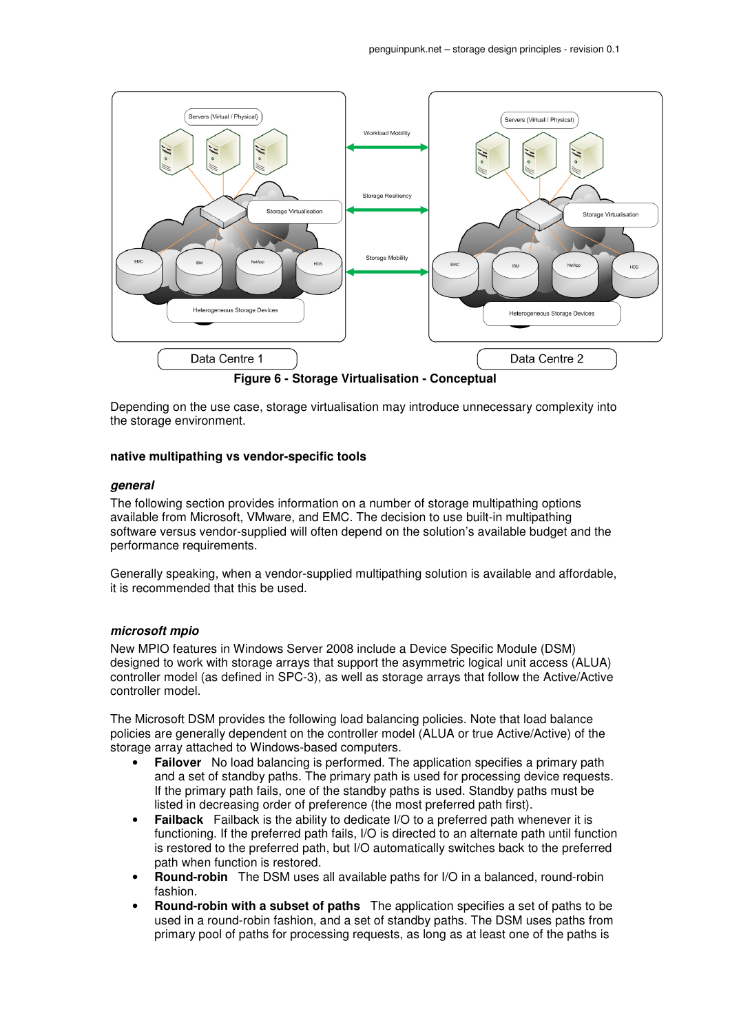**Figure 6 - Storage Virtualisation - Conceptual**

Depending on the use case, storage virtualisation may introduce unnecessary complexity into the storage environment.

### native multipathing vs vendor-specific tools

#### *general*

The following section provides information on a number of storage multipathing options available from Microsoft, VMware, and EMC. The decision to use built-in multipathing software versus vendor-supplied will often depend on the solution's available budget and the performance requirements.

Generally speaking, when a vendor-supplied multipathing solution is available and affordable, it is recommended that this be used.

#### *microsoft mpio*

New MPIO features in Windows Server 2008 include a Device Specific Module (DSM) designed to work with storage arrays that support the asymmetric logical unit access (ALUA) controller model (as defined in SPC-3), as well as storage arrays that follow the Active/Active controller model.

The Microsoft DSM provides the following load balancing policies. Note that load balance policies are generally dependent on the controller model (ALUA or true Active/Active) of the storage array attached to Windows-based computers.

- **Failover** No load balancing is performed. The application specifies a primary path and a set of standby paths. The primary path is used for processing device requests. If the primary path fails, one of the standby paths is used. Standby paths must be listed in decreasing order of preference (the most preferred path first).
- **Failback** Failback is the ability to dedicate I/O to a preferred path whenever it is functioning. If the preferred path fails, I/O is directed to an alternate path until function is restored to the preferred path, but I/O automatically switches back to the preferred path when function is restored.
- **Round-robin** The DSM uses all available paths for I/O in a balanced, round-robin fashion.
- **Round-robin with a subset of paths** The application specifies a set of paths to be used in a round-robin fashion, and a set of standby paths. The DSM uses paths from primary pool of paths for processing requests, as long as at least one of the paths is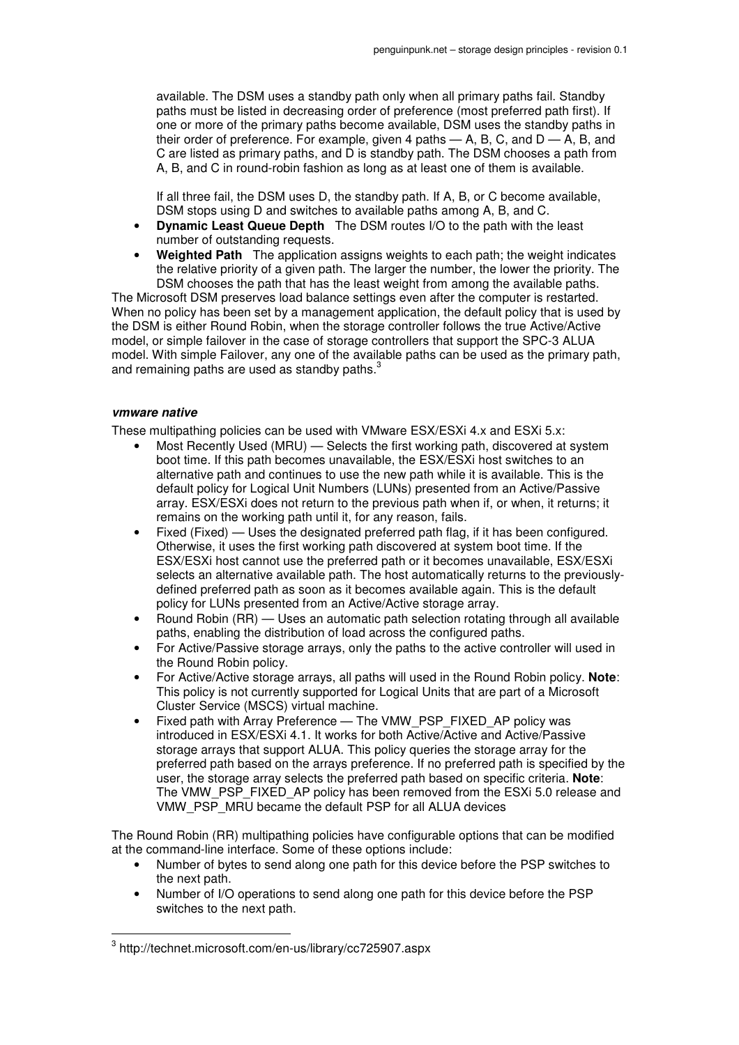available. The DSM uses a standby path only when all primary paths fail. Standby paths must be listed in decreasing order of preference (most preferred path first). If one or more of the primary paths become available, DSM uses the standby paths in their order of preference. For example, given 4 paths — A, B, C, and D — A, B, and C are listed as primary paths, and D is standby path. The DSM chooses a path from A, B, and C in round-robin fashion as long as at least one of them is available.

If all three fail, the DSM uses D, the standby path. If A, B, or C become available, DSM stops using D and switches to available paths among A, B, and C.

- **Dynamic Least Queue Depth** The DSM routes I/O to the path with the least number of outstanding requests.
- **Weighted Path** The application assigns weights to each path; the weight indicates the relative priority of a given path. The larger the number, the lower the priority. The DSM chooses the path that has the least weight from among the available paths.

The Microsoft DSM preserves load balance settings even after the computer is restarted. When no policy has been set by a management application, the default policy that is used by the DSM is either Round Robin, when the storage controller follows the true Active/Active model, or simple failover in the case of storage controllers that support the SPC-3 ALUA model. With simple Failover, any one of the available paths can be used as the primary path, and remaining paths are used as standby paths.[3]

#### *vmware native*

These multipathing policies can be used with VMware ESX/ESXi 4.x and ESXi 5.x:

- Most Recently Used (MRU) — Selects the first working path, discovered at system boot time. If this path becomes unavailable, the ESX/ESXi host switches to an alternative path and continues to use the new path while it is available. This is the default policy for Logical Unit Numbers (LUNs) presented from an Active/Passive array. ESX/ESXi does not return to the previous path when if, or when, it returns; it remains on the working path until it, for any reason, fails.
- Fixed (Fixed) — Uses the designated preferred path flag, if it has been configured. Otherwise, it uses the first working path discovered at system boot time. If the ESX/ESXi host cannot use the preferred path or it becomes unavailable, ESX/ESXi selects an alternative available path. The host automatically returns to the previously-defined preferred path as soon as it becomes available again. This is the default policy for LUNs presented from an Active/Active storage array.
- Round Robin (RR) — Uses an automatic path selection rotating through all available paths, enabling the distribution of load across the configured paths.
- For Active/Passive storage arrays, only the paths to the active controller will used in the Round Robin policy.
- For Active/Active storage arrays, all paths will used in the Round Robin policy. **Note**: This policy is not currently supported for Logical Units that are part of a Microsoft Cluster Service (MSCS) virtual machine.
- Fixed path with Array Preference — The VMW_PSP_FIXED_AP policy was introduced in ESX/ESXi 4.1. It works for both Active/Active and Active/Passive storage arrays that support ALUA. This policy queries the storage array for the preferred path based on the arrays preference. If no preferred path is specified by the user, the storage array selects the preferred path based on specific criteria. **Note**: The VMW_PSP_FIXED_AP policy has been removed from the ESXi 5.0 release and VMW_PSP_MRU became the default PSP for all ALUA devices

The Round Robin (RR) multipathing policies have configurable options that can be modified at the command-line interface. Some of these options include:

- Number of bytes to send along one path for this device before the PSP switches to the next path.
- Number of I/O operations to send along one path for this device before the PSP switches to the next path.

[3] http://technet.microsoft.com/en-us/library/cc725907.aspx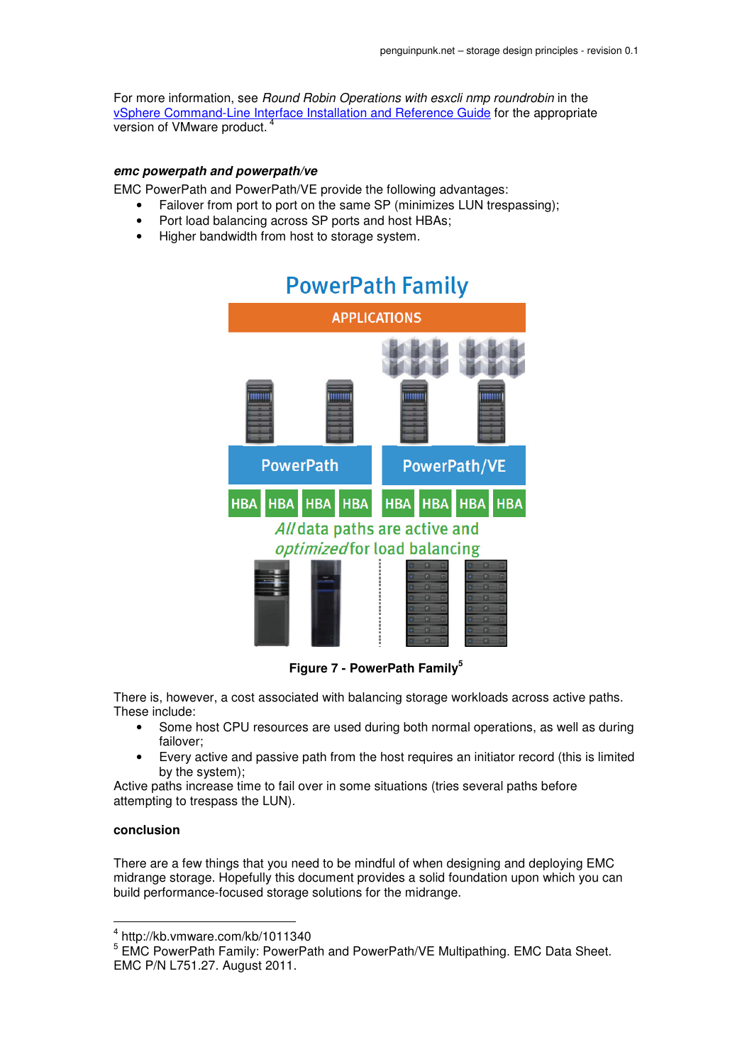For more information, see *Round Robin Operations with esxcli nmp roundrobin* in the vSphere Command-Line Interface Installation and Reference Guide for the appropriate version of VMware product. [4]

***emc powerpath and powerpath/ve***

EMC PowerPath and PowerPath/VE provide the following advantages:

- Failover from port to port on the same SP (minimizes LUN trespassing);
- Port load balancing across SP ports and host HBAs;
- Higher bandwidth from host to storage system.

PowerPath Family

APPLICATIONS

PowerPath

PowerPath/VE

HBA HBA HBA HBA HBA HBA HBA HBA

*All* data paths are active and *optimized* for load balancing

**Figure 7 - PowerPath Family[5]**

There is, however, a cost associated with balancing storage workloads across active paths. These include:

- Some host CPU resources are used during both normal operations, as well as during failover;
- Every active and passive path from the host requires an initiator record (this is limited by the system);

Active paths increase time to fail over in some situations (tries several paths before attempting to trespass the LUN).

**conclusion**

There are a few things that you need to be mindful of when designing and deploying EMC midrange storage. Hopefully this document provides a solid foundation upon which you can build performance-focused storage solutions for the midrange.

---

[4] http://kb.vmware.com/kb/1011340

[5] EMC PowerPath Family: PowerPath and PowerPath/VE Multipathing. EMC Data Sheet. EMC P/N L751.27. August 2011.